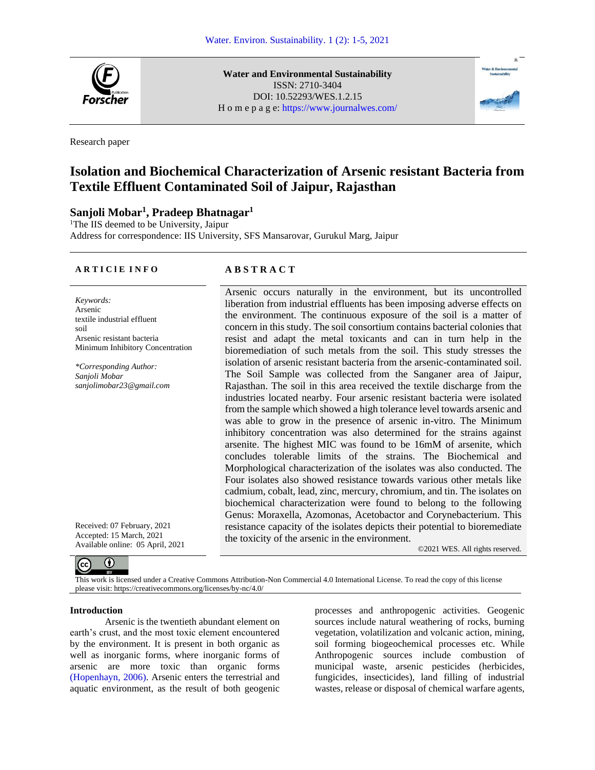Water and Environmental Sustainability
ISSN: 2710-3404
DOI: 10.52293/WES.1.2.15
Homepage: https://www.journalwes.com/

Research paper

# Isolation and Biochemical Characterization of Arsenic resistant Bacteria from Textile Effluent Contaminated Soil of Jaipur, Rajasthan

**Sanjoli Mobar[1], Pradeep Bhatnagar[1]**

[1]The IIS deemed to be University, Jaipur
Address for correspondence: IIS University, SFS Mansarovar, Gurukul Marg, Jaipur

**ARTIClE INFO**

*Keywords:*
Arsenic
textile industrial effluent
soil
Arsenic resistant bacteria
Minimum Inhibitory Concentration

*\*Corresponding Author:*
*Sanjoli Mobar*
*sanjolimobar23@gmail.com*

Received: 07 February, 2021
Accepted: 15 March, 2021
Available online: 05 April, 2021

**ABSTRACT**

Arsenic occurs naturally in the environment, but its uncontrolled liberation from industrial effluents has been imposing adverse effects on the environment. The continuous exposure of the soil is a matter of concern in this study. The soil consortium contains bacterial colonies that resist and adapt the metal toxicants and can in turn help in the bioremediation of such metals from the soil. This study stresses the isolation of arsenic resistant bacteria from the arsenic-contaminated soil. The Soil Sample was collected from the Sanganer area of Jaipur, Rajasthan. The soil in this area received the textile discharge from the industries located nearby. Four arsenic resistant bacteria were isolated from the sample which showed a high tolerance level towards arsenic and was able to grow in the presence of arsenic in-vitro. The Minimum inhibitory concentration was also determined for the strains against arsenite. The highest MIC was found to be 16mM of arsenite, which concludes tolerable limits of the strains. The Biochemical and Morphological characterization of the isolates was also conducted. The Four isolates also showed resistance towards various other metals like cadmium, cobalt, lead, zinc, mercury, chromium, and tin. The isolates on biochemical characterization were found to belong to the following Genus: Moraxella, Azomonas, Acetobactor and Corynebacterium. This resistance capacity of the isolates depicts their potential to bioremediate the toxicity of the arsenic in the environment.

©2021 WES. All rights reserved.

This work is licensed under a Creative Commons Attribution-Non Commercial 4.0 International License. To read the copy of this license please visit: https://creativecommons.org/licenses/by-nc/4.0/

## Introduction

Arsenic is the twentieth abundant element on earth's crust, and the most toxic element encountered by the environment. It is present in both organic as well as inorganic forms, where inorganic forms of arsenic are more toxic than organic forms (Hopenhayn, 2006). Arsenic enters the terrestrial and aquatic environment, as the result of both geogenic processes and anthropogenic activities. Geogenic sources include natural weathering of rocks, burning vegetation, volatilization and volcanic action, mining, soil forming biogeochemical processes etc. While Anthropogenic sources include combustion of municipal waste, arsenic pesticides (herbicides, fungicides, insecticides), land filling of industrial wastes, release or disposal of chemical warfare agents,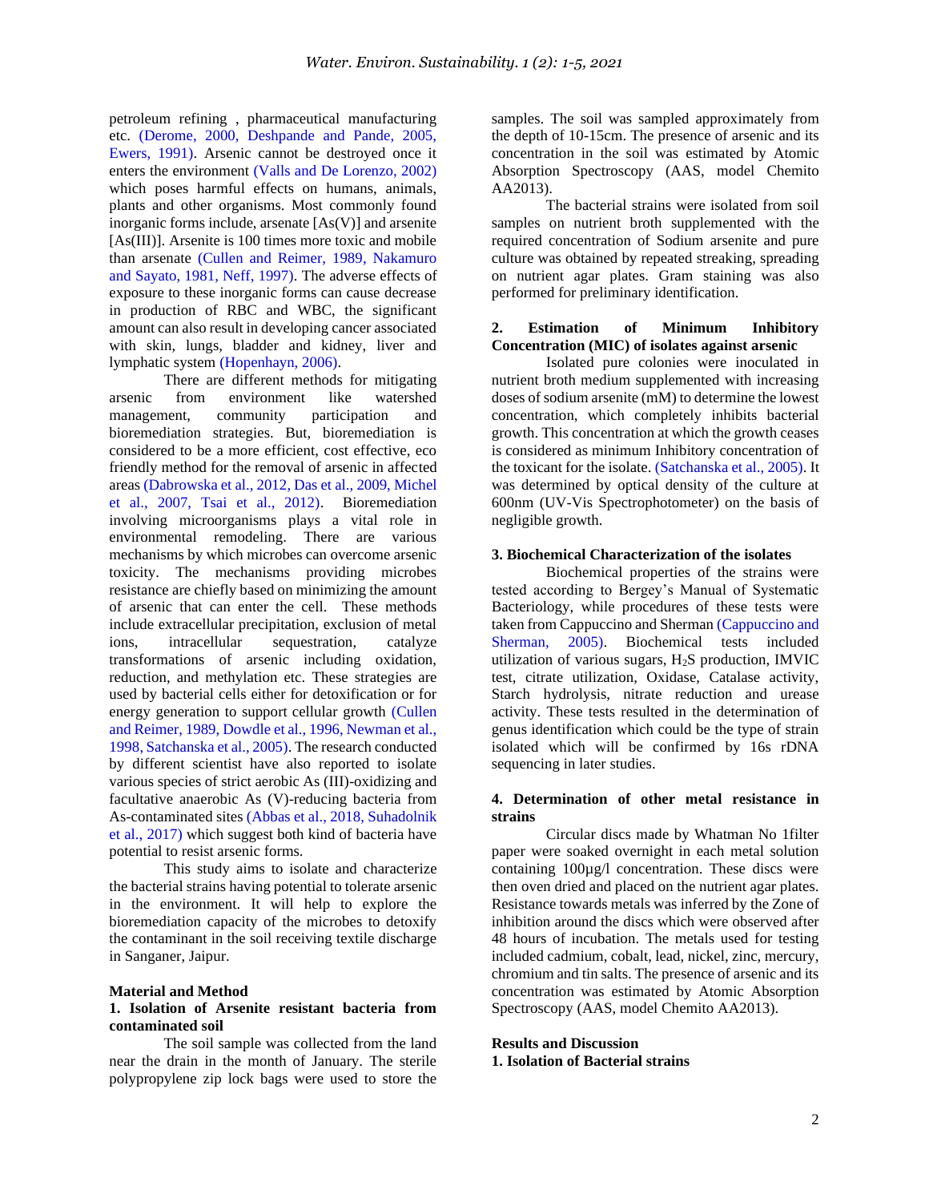petroleum refining , pharmaceutical manufacturing etc. (Derome, 2000, Deshpande and Pande, 2005, Ewers, 1991). Arsenic cannot be destroyed once it enters the environment (Valls and De Lorenzo, 2002) which poses harmful effects on humans, animals, plants and other organisms. Most commonly found inorganic forms include, arsenate [As(V)] and arsenite [As(III)]. Arsenite is 100 times more toxic and mobile than arsenate (Cullen and Reimer, 1989, Nakamuro and Sayato, 1981, Neff, 1997). The adverse effects of exposure to these inorganic forms can cause decrease in production of RBC and WBC, the significant amount can also result in developing cancer associated with skin, lungs, bladder and kidney, liver and lymphatic system (Hopenhayn, 2006).

There are different methods for mitigating arsenic from environment like watershed management, community participation and bioremediation strategies. But, bioremediation is considered to be a more efficient, cost effective, eco friendly method for the removal of arsenic in affected areas (Dabrowska et al., 2012, Das et al., 2009, Michel et al., 2007, Tsai et al., 2012). Bioremediation involving microorganisms plays a vital role in environmental remodeling. There are various mechanisms by which microbes can overcome arsenic toxicity. The mechanisms providing microbes resistance are chiefly based on minimizing the amount of arsenic that can enter the cell. These methods include extracellular precipitation, exclusion of metal ions, intracellular sequestration, catalyze transformations of arsenic including oxidation, reduction, and methylation etc. These strategies are used by bacterial cells either for detoxification or for energy generation to support cellular growth (Cullen and Reimer, 1989, Dowdle et al., 1996, Newman et al., 1998, Satchanska et al., 2005). The research conducted by different scientist have also reported to isolate various species of strict aerobic As (III)-oxidizing and facultative anaerobic As (V)-reducing bacteria from As-contaminated sites (Abbas et al., 2018, Suhadolnik et al., 2017) which suggest both kind of bacteria have potential to resist arsenic forms.

This study aims to isolate and characterize the bacterial strains having potential to tolerate arsenic in the environment. It will help to explore the bioremediation capacity of the microbes to detoxify the contaminant in the soil receiving textile discharge in Sanganer, Jaipur.

## Material and Method

### 1. Isolation of Arsenite resistant bacteria from contaminated soil

The soil sample was collected from the land near the drain in the month of January. The sterile polypropylene zip lock bags were used to store the samples. The soil was sampled approximately from the depth of 10-15cm. The presence of arsenic and its concentration in the soil was estimated by Atomic Absorption Spectroscopy (AAS, model Chemito AA2013).

The bacterial strains were isolated from soil samples on nutrient broth supplemented with the required concentration of Sodium arsenite and pure culture was obtained by repeated streaking, spreading on nutrient agar plates. Gram staining was also performed for preliminary identification.

### 2. Estimation of Minimum Inhibitory Concentration (MIC) of isolates against arsenic

Isolated pure colonies were inoculated in nutrient broth medium supplemented with increasing doses of sodium arsenite (mM) to determine the lowest concentration, which completely inhibits bacterial growth. This concentration at which the growth ceases is considered as minimum Inhibitory concentration of the toxicant for the isolate. (Satchanska et al., 2005). It was determined by optical density of the culture at 600nm (UV-Vis Spectrophotometer) on the basis of negligible growth.

### 3. Biochemical Characterization of the isolates

Biochemical properties of the strains were tested according to Bergey's Manual of Systematic Bacteriology, while procedures of these tests were taken from Cappuccino and Sherman (Cappuccino and Sherman, 2005). Biochemical tests included utilization of various sugars, $H_2S$ production, IMVIC test, citrate utilization, Oxidase, Catalase activity, Starch hydrolysis, nitrate reduction and urease activity. These tests resulted in the determination of genus identification which could be the type of strain isolated which will be confirmed by 16s rDNA sequencing in later studies.

### 4. Determination of other metal resistance in strains

Circular discs made by Whatman No 1filter paper were soaked overnight in each metal solution containing 100µg/l concentration. These discs were then oven dried and placed on the nutrient agar plates. Resistance towards metals was inferred by the Zone of inhibition around the discs which were observed after 48 hours of incubation. The metals used for testing included cadmium, cobalt, lead, nickel, zinc, mercury, chromium and tin salts. The presence of arsenic and its concentration was estimated by Atomic Absorption Spectroscopy (AAS, model Chemito AA2013).

## Results and Discussion

### 1. Isolation of Bacterial strains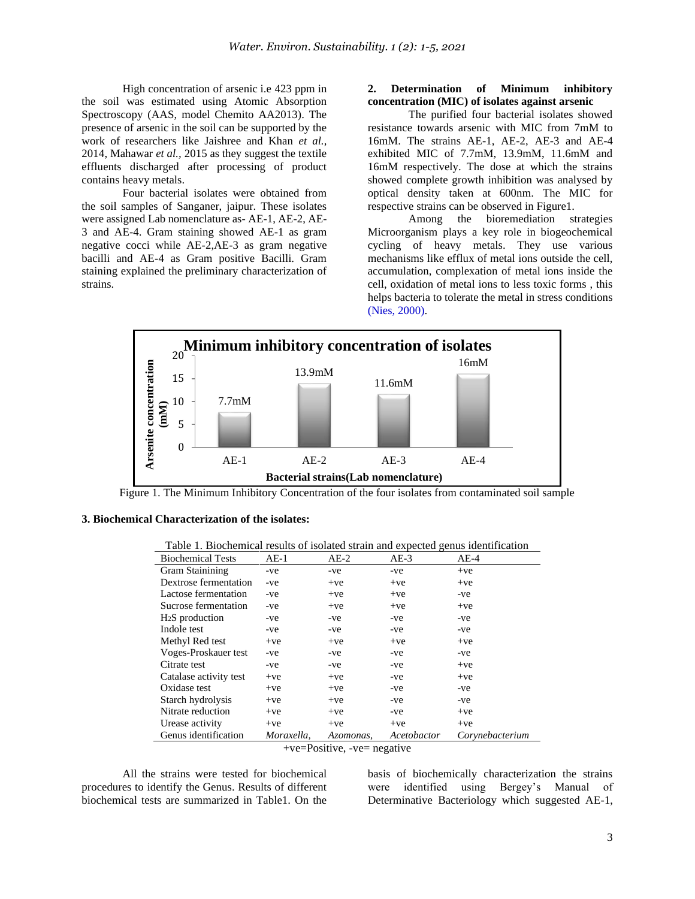High concentration of arsenic i.e 423 ppm in the soil was estimated using Atomic Absorption Spectroscopy (AAS, model Chemito AA2013). The presence of arsenic in the soil can be supported by the work of researchers like Jaishree and Khan *et al.,* 2014, Mahawar *et al.,* 2015 as they suggest the textile effluents discharged after processing of product contains heavy metals.

Four bacterial isolates were obtained from the soil samples of Sanganer, jaipur. These isolates were assigned Lab nomenclature as- AE-1, AE-2, AE-3 and AE-4. Gram staining showed AE-1 as gram negative cocci while AE-2,AE-3 as gram negative bacilli and AE-4 as Gram positive Bacilli. Gram staining explained the preliminary characterization of strains.

**2. Determination of Minimum inhibitory concentration (MIC) of isolates against arsenic**

The purified four bacterial isolates showed resistance towards arsenic with MIC from 7mM to 16mM. The strains AE-1, AE-2, AE-3 and AE-4 exhibited MIC of 7.7mM, 13.9mM, 11.6mM and 16mM respectively. The dose at which the strains showed complete growth inhibition was analysed by optical density taken at 600nm. The MIC for respective strains can be observed in Figure1.

Among the bioremediation strategies Microorganism plays a key role in biogeochemical cycling of heavy metals. They use various mechanisms like efflux of metal ions outside the cell, accumulation, complexation of metal ions inside the cell, oxidation of metal ions to less toxic forms , this helps bacteria to tolerate the metal in stress conditions (Nies, 2000).

Minimum inhibitory concentration of isolates

Arsenite concentration (mM)

0
5
10
15
20

7.7mM
13.9mM
11.6mM
16mM

AE-1
AE-2
AE-3
AE-4

Bacterial strains(Lab nomenclature)

Figure 1. The Minimum Inhibitory Concentration of the four isolates from contaminated soil sample

**3. Biochemical Characterization of the isolates:**

Table 1. Biochemical results of isolated strain and expected genus identification

| Biochemical Tests | AE-1 | AE-2 | AE-3 | AE-4 |
|---|---|---|---|---|
| Gram Staining | -ve | -ve | -ve | +ve |
| Dextrose fermentation | -ve | +ve | +ve | +ve |
| Lactose fermentation | -ve | +ve | +ve | -ve |
| Sucrose fermentation | -ve | +ve | +ve | +ve |
| $H_2S$ production | -ve | -ve | -ve | -ve |
| Indole test | -ve | -ve | -ve | -ve |
| Methyl Red test | +ve | +ve | +ve | +ve |
| Voges-Proskauer test | -ve | -ve | -ve | -ve |
| Citrate test | -ve | -ve | -ve | +ve |
| Catalase activity test | +ve | +ve | -ve | +ve |
| Oxidase test | +ve | +ve | -ve | -ve |
| Starch hydrolysis | +ve | +ve | -ve | -ve |
| Nitrate reduction | +ve | +ve | -ve | +ve |
| Urease activity | +ve | +ve | +ve | +ve |
| Genus identification | *Moraxella,* | *Azomonas,* | *Acetobactor* | *Corynebacterium* |

+ve=Positive, -ve= negative

All the strains were tested for biochemical procedures to identify the Genus. Results of different biochemical tests are summarized in Table1. On the basis of biochemically characterization the strains were identified using Bergey's Manual of Determinative Bacteriology which suggested AE-1,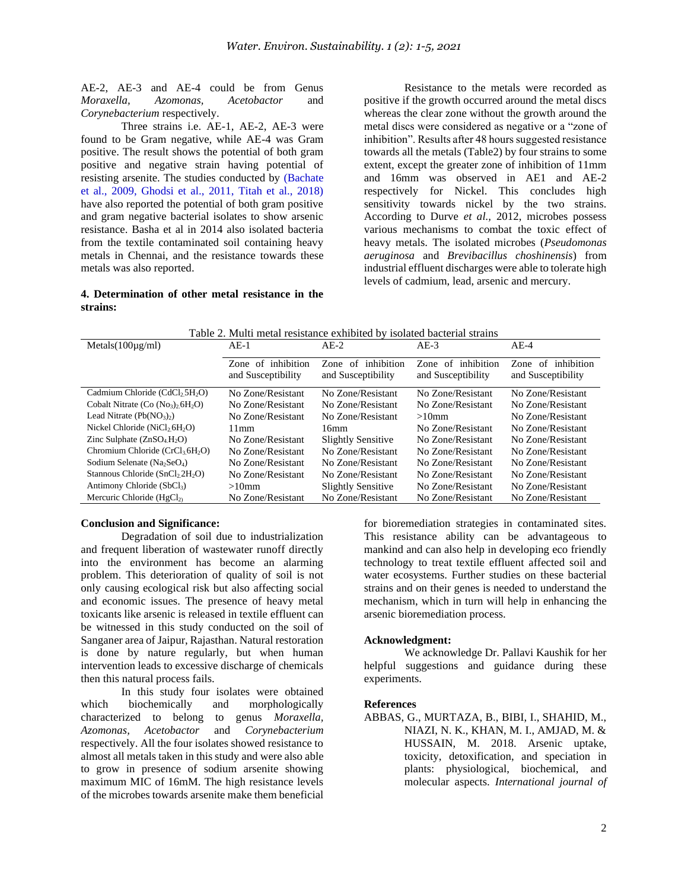AE-2, AE-3 and AE-4 could be from Genus *Moraxella*, *Azomonas*, *Acetobactor* and *Corynebacterium* respectively.

Three strains i.e. AE-1, AE-2, AE-3 were found to be Gram negative, while AE-4 was Gram positive. The result shows the potential of both gram positive and negative strain having potential of resisting arsenite. The studies conducted by (Bachate et al., 2009, Ghodsi et al., 2011, Titah et al., 2018) have also reported the potential of both gram positive and gram negative bacterial isolates to show arsenic resistance. Basha et al in 2014 also isolated bacteria from the textile contaminated soil containing heavy metals in Chennai, and the resistance towards these metals was also reported.

**4. Determination of other metal resistance in the strains:**

Resistance to the metals were recorded as positive if the growth occurred around the metal discs whereas the clear zone without the growth around the metal discs were considered as negative or a "zone of inhibition". Results after 48 hours suggested resistance towards all the metals (Table2) by four strains to some extent, except the greater zone of inhibition of 11mm and 16mm was observed in AE1 and AE-2 respectively for Nickel. This concludes high sensitivity towards nickel by the two strains. According to Durve *et al.*, 2012, microbes possess various mechanisms to combat the toxic effect of heavy metals. The isolated microbes (*Pseudomonas aeruginosa* and *Brevibacillus choshinensis*) from industrial effluent discharges were able to tolerate high levels of cadmium, lead, arsenic and mercury.

Table 2. Multi metal resistance exhibited by isolated bacterial strains

| Metals(100µg/ml) | AE-1 | AE-2 | AE-3 | AE-4 |
|---|---|---|---|---|
| | Zone of inhibition and Susceptibility | Zone of inhibition and Susceptibility | Zone of inhibition and Susceptibility | Zone of inhibition and Susceptibility |
| Cadmium Chloride ($CdCl_2 5H_2O$) | No Zone/Resistant | No Zone/Resistant | No Zone/Resistant | No Zone/Resistant |
| Cobalt Nitrate ($Co (No_3)_2 6H_2O$) | No Zone/Resistant | No Zone/Resistant | No Zone/Resistant | No Zone/Resistant |
| Lead Nitrate ($Pb(NO_3)_2$) | No Zone/Resistant | No Zone/Resistant | >10mm | No Zone/Resistant |
| Nickel Chloride ($NiCl_2 6H_2O$) | 11mm | 16mm | No Zone/Resistant | No Zone/Resistant |
| Zinc Sulphate ($ZnSO_4 H_2O$) | No Zone/Resistant | Slightly Sensitive | No Zone/Resistant | No Zone/Resistant |
| Chromium Chloride ($CrCl_3 6H_2O$) | No Zone/Resistant | No Zone/Resistant | No Zone/Resistant | No Zone/Resistant |
| Sodium Selenate ($Na_2SeO_4$) | No Zone/Resistant | No Zone/Resistant | No Zone/Resistant | No Zone/Resistant |
| Stannous Chloride ($SnCl_2 2H_2O$) | No Zone/Resistant | No Zone/Resistant | No Zone/Resistant | No Zone/Resistant |
| Antimony Chloride ($SbCl_3$) | >10mm | Slightly Sensitive | No Zone/Resistant | No Zone/Resistant |
| Mercuric Chloride ($HgCl_2$) | No Zone/Resistant | No Zone/Resistant | No Zone/Resistant | No Zone/Resistant |

**Conclusion and Significance:**

Degradation of soil due to industrialization and frequent liberation of wastewater runoff directly into the environment has become an alarming problem. This deterioration of quality of soil is not only causing ecological risk but also affecting social and economic issues. The presence of heavy metal toxicants like arsenic is released in textile effluent can be witnessed in this study conducted on the soil of Sanganer area of Jaipur, Rajasthan. Natural restoration is done by nature regularly, but when human intervention leads to excessive discharge of chemicals then this natural process fails.

In this study four isolates were obtained which biochemically and morphologically characterized to belong to genus *Moraxella, Azomonas, Acetobactor* and *Corynebacterium* respectively. All the four isolates showed resistance to almost all metals taken in this study and were also able to grow in presence of sodium arsenite showing maximum MIC of 16mM. The high resistance levels of the microbes towards arsenite make them beneficial for bioremediation strategies in contaminated sites. This resistance ability can be advantageous to mankind and can also help in developing eco friendly technology to treat textile effluent affected soil and water ecosystems. Further studies on these bacterial strains and on their genes is needed to understand the mechanism, which in turn will help in enhancing the arsenic bioremediation process.

**Acknowledgment:**

We acknowledge Dr. Pallavi Kaushik for her helpful suggestions and guidance during these experiments.

**References**

ABBAS, G., MURTAZA, B., BIBI, I., SHAHID, M., NIAZI, N. K., KHAN, M. I., AMJAD, M. & HUSSAIN, M. 2018. Arsenic uptake, toxicity, detoxification, and speciation in plants: physiological, biochemical, and molecular aspects. *International journal of*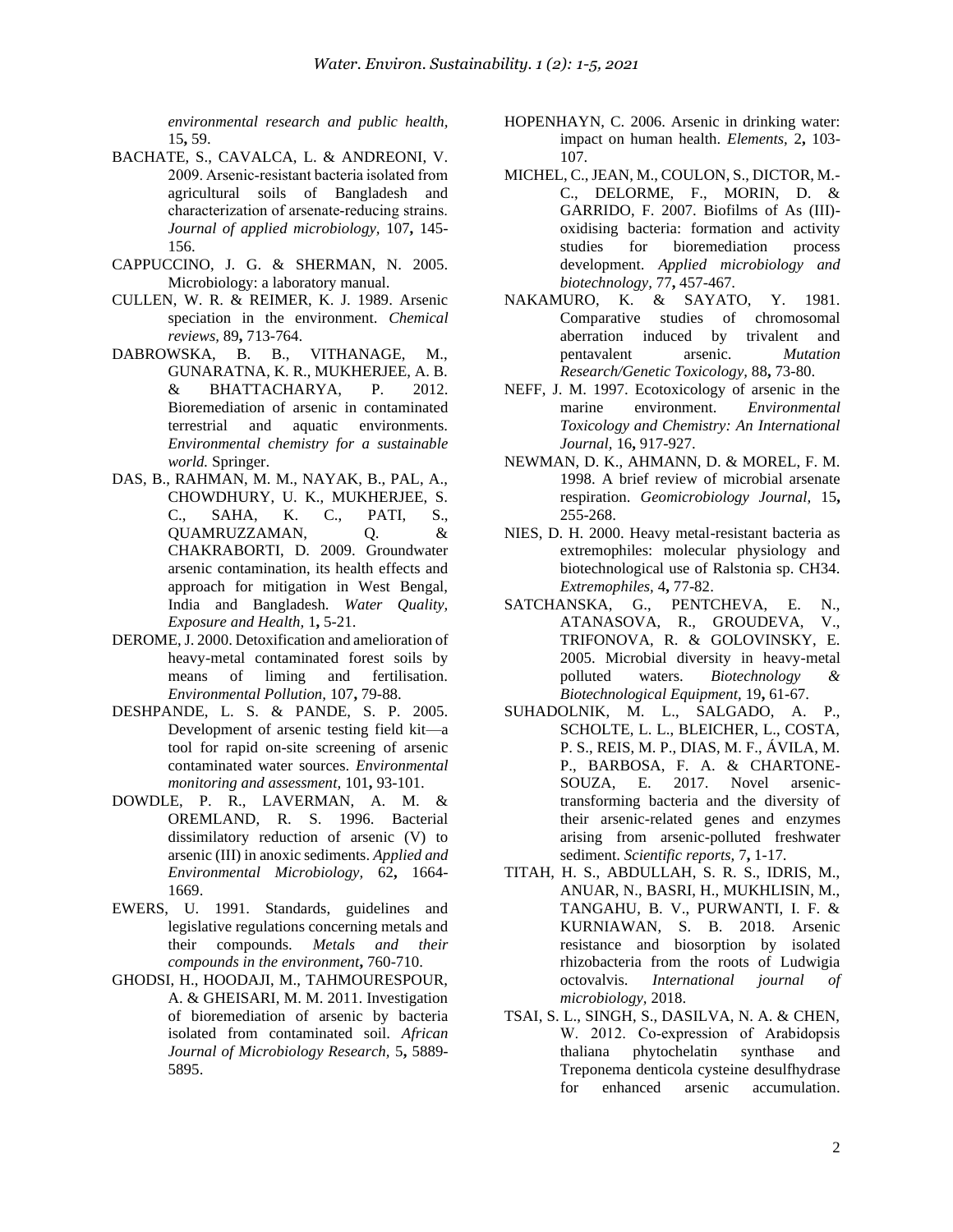*environmental research and public health,* 15**,** 59.

BACHATE, S., CAVALCA, L. & ANDREONI, V. 2009. Arsenic-resistant bacteria isolated from agricultural soils of Bangladesh and characterization of arsenate-reducing strains. *Journal of applied microbiology,* 107**,** 145-156.

CAPPUCCINO, J. G. & SHERMAN, N. 2005. Microbiology: a laboratory manual.

CULLEN, W. R. & REIMER, K. J. 1989. Arsenic speciation in the environment. *Chemical reviews,* 89**,** 713-764.

DABROWSKA, B. B., VITHANAGE, M., GUNARATNA, K. R., MUKHERJEE, A. B. & BHATTACHARYA, P. 2012. Bioremediation of arsenic in contaminated terrestrial and aquatic environments. *Environmental chemistry for a sustainable world.* Springer.

DAS, B., RAHMAN, M. M., NAYAK, B., PAL, A., CHOWDHURY, U. K., MUKHERJEE, S. C., SAHA, K. C., PATI, S., QUAMRUZZAMAN, Q. & CHAKRABORTI, D. 2009. Groundwater arsenic contamination, its health effects and approach for mitigation in West Bengal, India and Bangladesh. *Water Quality, Exposure and Health,* 1**,** 5-21.

DEROME, J. 2000. Detoxification and amelioration of heavy-metal contaminated forest soils by means of liming and fertilisation. *Environmental Pollution,* 107**,** 79-88.

DESHPANDE, L. S. & PANDE, S. P. 2005. Development of arsenic testing field kit—a tool for rapid on-site screening of arsenic contaminated water sources. *Environmental monitoring and assessment,* 101**,** 93-101.

DOWDLE, P. R., LAVERMAN, A. M. & OREMLAND, R. S. 1996. Bacterial dissimilatory reduction of arsenic (V) to arsenic (III) in anoxic sediments. *Applied and Environmental Microbiology,* 62**,** 1664-1669.

EWERS, U. 1991. Standards, guidelines and legislative regulations concerning metals and their compounds. *Metals and their compounds in the environment***,** 760-710.

GHODSI, H., HOODAJI, M., TAHMOURESPOUR, A. & GHEISARI, M. M. 2011. Investigation of bioremediation of arsenic by bacteria isolated from contaminated soil. *African Journal of Microbiology Research,* 5**,** 5889-5895.

HOPENHAYN, C. 2006. Arsenic in drinking water: impact on human health. *Elements,* 2**,** 103-107.

MICHEL, C., JEAN, M., COULON, S., DICTOR, M.-C., DELORME, F., MORIN, D. & GARRIDO, F. 2007. Biofilms of As (III)-oxidising bacteria: formation and activity studies for bioremediation process development. *Applied microbiology and biotechnology,* 77**,** 457-467.

NAKAMURO, K. & SAYATO, Y. 1981. Comparative studies of chromosomal aberration induced by trivalent and pentavalent arsenic. *Mutation Research/Genetic Toxicology,* 88**,** 73-80.

NEFF, J. M. 1997. Ecotoxicology of arsenic in the marine environment. *Environmental Toxicology and Chemistry: An International Journal,* 16**,** 917-927.

NEWMAN, D. K., AHMANN, D. & MOREL, F. M. 1998. A brief review of microbial arsenate respiration. *Geomicrobiology Journal,* 15**,** 255-268.

NIES, D. H. 2000. Heavy metal-resistant bacteria as extremophiles: molecular physiology and biotechnological use of Ralstonia sp. CH34. *Extremophiles,* 4**,** 77-82.

SATCHANSKA, G., PENTCHEVA, E. N., ATANASOVA, R., GROUDEVA, V., TRIFONOVA, R. & GOLOVINSKY, E. 2005. Microbial diversity in heavy-metal polluted waters. *Biotechnology & Biotechnological Equipment,* 19**,** 61-67.

SUHADOLNIK, M. L., SALGADO, A. P., SCHOLTE, L. L., BLEICHER, L., COSTA, P. S., REIS, M. P., DIAS, M. F., ÁVILA, M. P., BARBOSA, F. A. & CHARTONE-SOUZA, E. 2017. Novel arsenic-transforming bacteria and the diversity of their arsenic-related genes and enzymes arising from arsenic-polluted freshwater sediment. *Scientific reports,* 7**,** 1-17.

TITAH, H. S., ABDULLAH, S. R. S., IDRIS, M., ANUAR, N., BASRI, H., MUKHLISIN, M., TANGAHU, B. V., PURWANTI, I. F. & KURNIAWAN, S. B. 2018. Arsenic resistance and biosorption by isolated rhizobacteria from the roots of Ludwigia octovalvis. *International journal of microbiology,* 2018.

TSAI, S. L., SINGH, S., DASILVA, N. A. & CHEN, W. 2012. Co-expression of Arabidopsis thaliana phytochelatin synthase and Treponema denticola cysteine desulfhydrase for enhanced arsenic accumulation.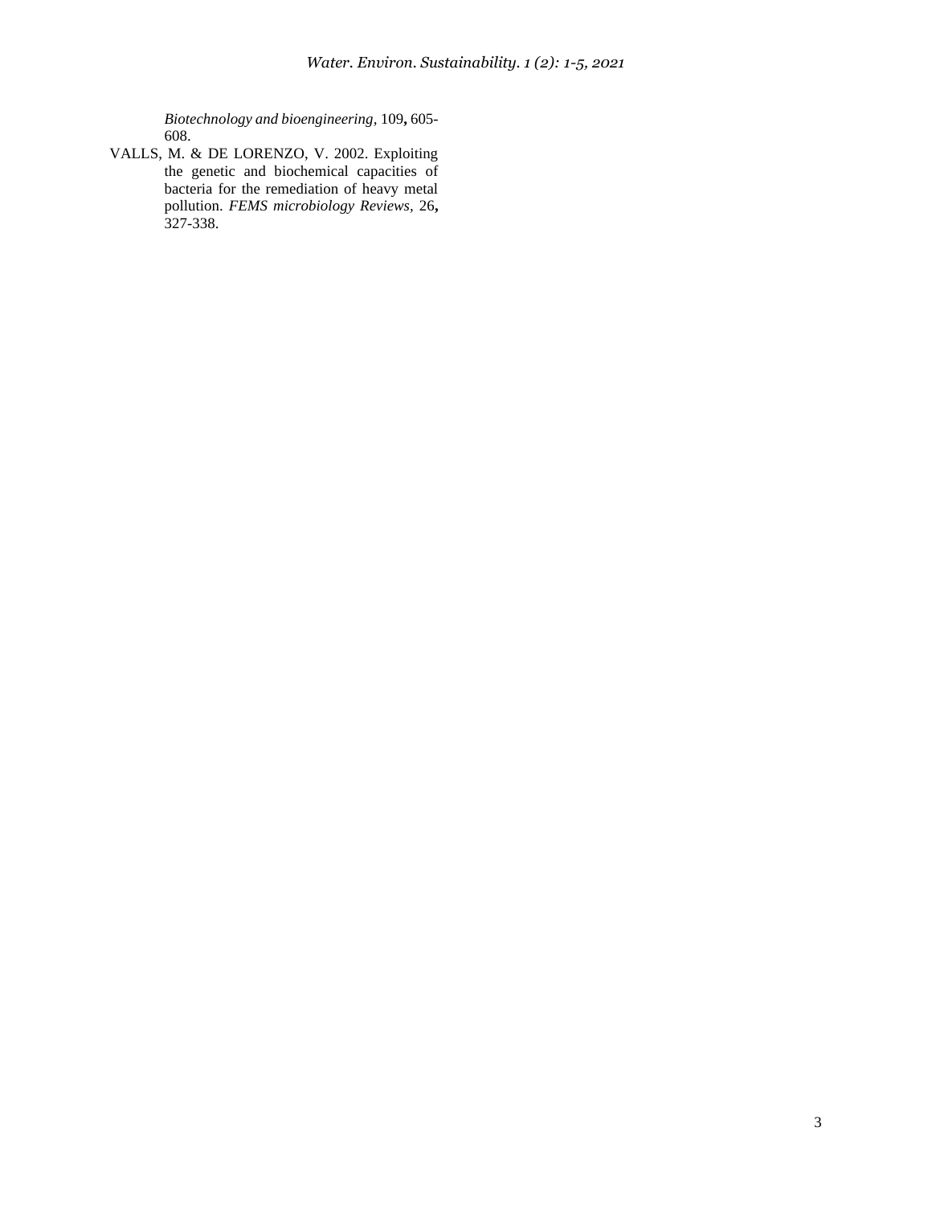*Biotechnology and bioengineering,* 109**,** 605-608.

VALLS, M. & DE LORENZO, V. 2002. Exploiting the genetic and biochemical capacities of bacteria for the remediation of heavy metal pollution. *FEMS microbiology Reviews,* 26**,** 327-338.